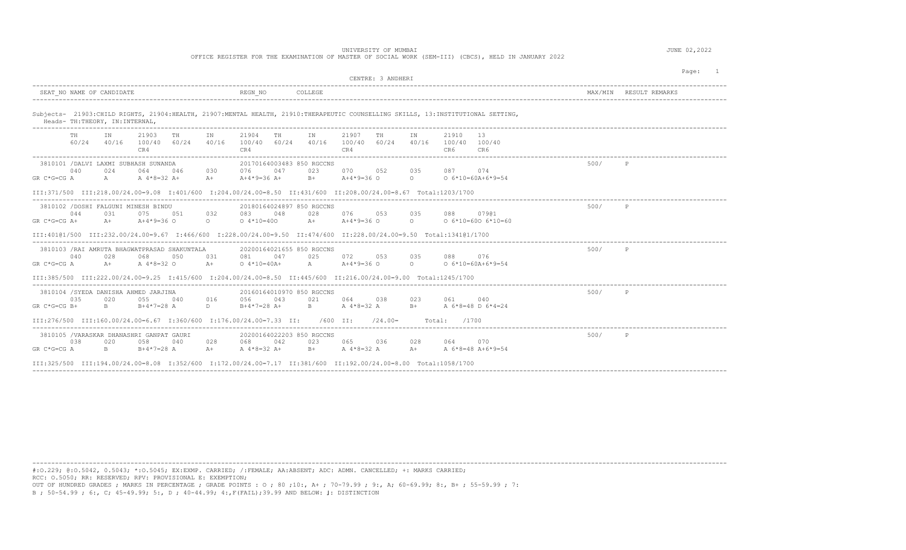UNIVERSITY OF MUMBAI

OFFICE REGISTER FOR THE EXAMINATION OF MASTER OF SOCIAL WORK (SEM-III) (CBCS), HELD IN JANUARY 2022

JUNE 02,2022

CENTRE: 3 ANDHERI

| SEAT_NO NAME OF CANDIDATE | REGN_NO | COLLEGE | MAX/MIN | RESULT REMARKS |
|---|---|---|---|---|

Subjects- 21903:CHILD RIGHTS, 21904:HEALTH, 21907:MENTAL HEALTH, 21910:THERAPEUTIC COUNSELLING SKILLS, 13:INSTITUTIONAL SETTING,
Heads- TH:THEORY, IN:INTERNAL,

| | TH | IN | 21903 | TH | IN | 21904 | TH | IN | 21907 | TH | IN | 21910 | 13 |
|---|---|---|---|---|---|---|---|---|---|---|---|---|---|
| | 60/24 | 40/16 | 100/40 | 60/24 | 40/16 | 100/40 | 60/24 | 40/16 | 100/40 | 60/24 | 40/16 | 100/40 | 100/40 |
| | | | CR4 | | | CR4 | | | CR4 | | | CR6 | CR6 |

**3810101 /DALVI LAXMI SUBHASH SUNANDA** — 20170164003483 — 850 RGCCNS — 500/ — P

| | TH | IN | 21903 | TH | IN | 21904 | TH | IN | 21907 | TH | IN | 21910 | 13 |
|---|---|---|---|---|---|---|---|---|---|---|---|---|---|
| | 040 | 024 | 064 | 046 | 030 | 076 | 047 | 023 | 070 | 052 | 035 | 087 | 074 |
| GR C*G=CG | A | A | A 4*8=32 | A+ | A+ | A+4*9=36 | A+ | B+ | A+4*9=36 | O | O | O 6*10=60 | A+6*9=54 |

III:371/500 III:218.00/24.00=9.08 I:401/600 I:204.00/24.00=8.50 II:431/600 II:208.00/24.00=8.67 Total:1203/1700

**3810102 /DOSHI FALGUNI MINESH BINDU** — 20180164024897 — 850 RGCCNS — 500/ — P

| | TH | IN | 21903 | TH | IN | 21904 | TH | IN | 21907 | TH | IN | 21910 | 13 |
|---|---|---|---|---|---|---|---|---|---|---|---|---|---|
| | 044 | 031 | 075 | 051 | 032 | 083 | 048 | 028 | 076 | 053 | 035 | 088 | 079@1 |
| GR C*G=CG | A+ | A+ | A+4*9=36 | O | O | O 4*10=40 | O | A+ | A+4*9=36 | O | O | O 6*10=60 | O 6*10=60 |

III:401@1/500 III:232.00/24.00=9.67 I:466/600 I:228.00/24.00=9.50 II:474/600 II:228.00/24.00=9.50 Total:1341@1/1700

**3810103 /RAI AMRUTA BHAGWATPRASAD SHAKUNTALA** — 20200164021655 — 850 RGCCNS — 500/ — P

| | TH | IN | 21903 | TH | IN | 21904 | TH | IN | 21907 | TH | IN | 21910 | 13 |
|---|---|---|---|---|---|---|---|---|---|---|---|---|---|
| | 040 | 028 | 068 | 050 | 031 | 081 | 047 | 025 | 072 | 053 | 035 | 088 | 076 |
| GR C*G=CG | A | A+ | A 4*8=32 | O | A+ | O 4*10=40 | A+ | A | A+4*9=36 | O | O | O 6*10=60 | A+6*9=54 |

III:385/500 III:222.00/24.00=9.25 I:415/600 I:204.00/24.00=8.50 II:445/600 II:216.00/24.00=9.00 Total:1245/1700

**3810104 /SYEDA DANISHA AHMED JARJINA** — 20160164010970 — 850 RGCCNS — 500/ — P

| | TH | IN | 21903 | TH | IN | 21904 | TH | IN | 21907 | TH | IN | 21910 | 13 |
|---|---|---|---|---|---|---|---|---|---|---|---|---|---|
| | 035 | 020 | 055 | 040 | 016 | 056 | 043 | 021 | 064 | 038 | 023 | 061 | 040 |
| GR C*G=CG | B+ | B | B+4*7=28 | A | D | B+4*7=28 | A+ | B | A 4*8=32 | A | B+ | A 6*8=48 | D 6*4=24 |

III:276/500 III:160.00/24.00=6.67 I:360/600 I:176.00/24.00=7.33 II: /600 II: /24.00= Total: /1700

**3810105 /VARASKAR DHANASHRI GANPAT GAURI** — 20200164022203 — 850 RGCCNS — 500/ — P

| | TH | IN | 21903 | TH | IN | 21904 | TH | IN | 21907 | TH | IN | 21910 | 13 |
|---|---|---|---|---|---|---|---|---|---|---|---|---|---|
| | 038 | 020 | 058 | 040 | 028 | 068 | 042 | 023 | 065 | 036 | 028 | 064 | 070 |
| GR C*G=CG | A | B | B+4*7=28 | A | A+ | A 4*8=32 | A+ | B+ | A 4*8=32 | A | A+ | A 6*8=48 | A+6*9=54 |

III:325/500 III:194.00/24.00=8.08 I:352/600 I:172.00/24.00=7.17 II:381/600 II:192.00/24.00=8.00 Total:1058/1700

#:O.229; @:O.5042, 0.5043; *:O.5045; EX:EXMP. CARRIED; /:FEMALE; AA:ABSENT; ADC: ADMN. CANCELLED; +: MARKS CARRIED;
RCC: O.5050; RR: RESERVED; RPV: PROVISIONAL E: EXEMPTION;
OUT OF HUNDRED GRADES ; MARKS IN PERCENTAGE ; GRADE POINTS : O ; 80 ;10:, A+ ; 70-79.99 ; 9:, A; 60-69.99; 8:, B+ ; 55-59.99 ; 7:
B ; 50-54.99 ; 6:, C; 45-49.99; 5:, D ; 40-44.99; 4:,F(FAIL);39.99 AND BELOW: J: DISTINCTION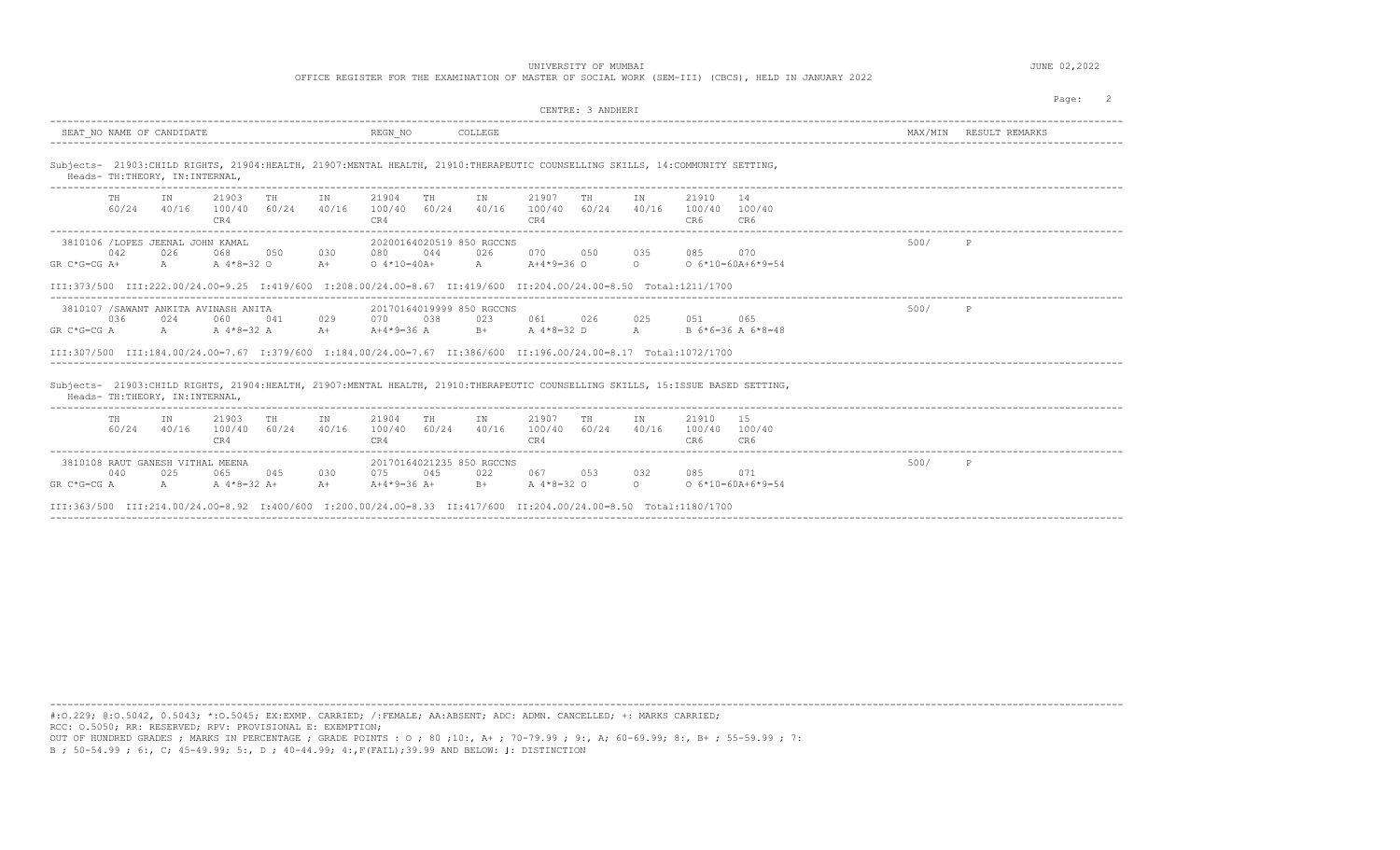UNIVERSITY OF MUMBAI

OFFICE REGISTER FOR THE EXAMINATION OF MASTER OF SOCIAL WORK (SEM-III) (CBCS), HELD IN JANUARY 2022

JUNE 02,2022

CENTRE: 3 ANDHERI

| SEAT_NO NAME OF CANDIDATE | REGN_NO | COLLEGE | MAX/MIN | RESULT REMARKS |
|---|---|---|---|---|

Subjects- 21903:CHILD RIGHTS, 21904:HEALTH, 21907:MENTAL HEALTH, 21910:THERAPEUTIC COUNSELLING SKILLS, 14:COMMUNITY SETTING,
Heads- TH:THEORY, IN:INTERNAL,

| | TH 60/24 | IN 40/16 | 21903 100/40 CR4 | TH 60/24 | IN 40/16 | 21904 100/40 CR4 | TH 60/24 | IN 40/16 | 21907 100/40 CR4 | TH 60/24 | IN 40/16 | 21910 100/40 CR6 | 14 100/40 CR6 |
|---|---|---|---|---|---|---|---|---|---|---|---|---|---|
| 3810106 /LOPES JEENAL JOHN KAMAL — 20200164020519 850 RGCCNS — 500/ P | 042 | 026 | 068 | 050 | 030 | 080 | 044 | 026 | 070 | 050 | 035 | 085 | 070 |
| GR C*G=CG | A+ | A | A 4*8=32 | O | A+ | O 4*10=40 | A+ | A | A+4*9=36 | O | O | O 6*10=60 | A+6*9=54 |

III:373/500 III:222.00/24.00=9.25 I:419/600 I:208.00/24.00=8.67 II:419/600 II:204.00/24.00=8.50 Total:1211/1700

| | TH | IN | 21903 | TH | IN | 21904 | TH | IN | 21907 | TH | IN | 21910 | 14 |
|---|---|---|---|---|---|---|---|---|---|---|---|---|---|
| 3810107 /SAWANT ANKITA AVINASH ANITA — 20170164019999 850 RGCCNS — 500/ P | 036 | 024 | 060 | 041 | 029 | 070 | 038 | 023 | 061 | 026 | 025 | 051 | 065 |
| GR C*G=CG | A | A | A 4*8=32 | A | A+ | A+4*9=36 | A | B+ | A 4*8=32 | D | A | B 6*6=36 | A 6*8=48 |

III:307/500 III:184.00/24.00=7.67 I:379/600 I:184.00/24.00=7.67 II:386/600 II:196.00/24.00=8.17 Total:1072/1700

Subjects- 21903:CHILD RIGHTS, 21904:HEALTH, 21907:MENTAL HEALTH, 21910:THERAPEUTIC COUNSELLING SKILLS, 15:ISSUE BASED SETTING,
Heads- TH:THEORY, IN:INTERNAL,

| | TH 60/24 | IN 40/16 | 21903 100/40 CR4 | TH 60/24 | IN 40/16 | 21904 100/40 CR4 | TH 60/24 | IN 40/16 | 21907 100/40 CR4 | TH 60/24 | IN 40/16 | 21910 100/40 CR6 | 15 100/40 CR6 |
|---|---|---|---|---|---|---|---|---|---|---|---|---|---|
| 3810108 RAUT GANESH VITHAL MEENA — 20170164021235 850 RGCCNS — 500/ P | 040 | 025 | 065 | 045 | 030 | 075 | 045 | 022 | 067 | 053 | 032 | 085 | 071 |
| GR C*G=CG | A | A | A 4*8=32 | A+ | A+ | A+4*9=36 | A+ | B+ | A 4*8=32 | O | O | O 6*10=60 | A+6*9=54 |

III:363/500 III:214.00/24.00=8.92 I:400/600 I:200.00/24.00=8.33 II:417/600 II:204.00/24.00=8.50 Total:1180/1700

#:O.229; @:O.5042, 0.5043; *:O.5045; EX:EXMP. CARRIED; /:FEMALE; AA:ABSENT; ADC: ADMN. CANCELLED; +: MARKS CARRIED;
RCC: O.5050; RR: RESERVED; RPV: PROVISIONAL E: EXEMPTION;
OUT OF HUNDRED GRADES ; MARKS IN PERCENTAGE ; GRADE POINTS : O ; 80 ;10:, A+ ; 70-79.99 ; 9:, A; 60-69.99; 8:, B+ ; 55-59.99 ; 7:
B ; 50-54.99 ; 6:, C; 45-49.99; 5:, D ; 40-44.99; 4:,F(FAIL);39.99 AND BELOW: |: DISTINCTION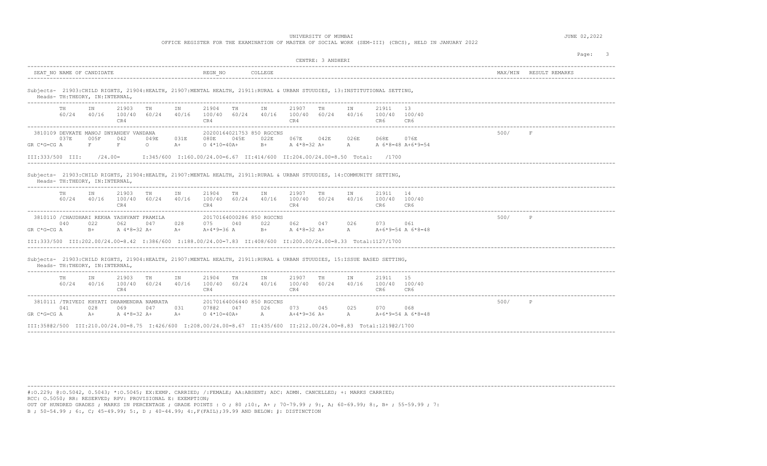UNIVERSITY OF MUMBAI

OFFICE REGISTER FOR THE EXAMINATION OF MASTER OF SOCIAL WORK (SEM-III) (CBCS), HELD IN JANUARY 2022

JUNE 02,2022

CENTRE: 3 ANDHERI

| SEAT_NO NAME OF CANDIDATE | REGN_NO | COLLEGE | MAX/MIN | RESULT REMARKS |
|---|---|---|---|---|

Subjects- 21903:CHILD RIGHTS, 21904:HEALTH, 21907:MENTAL HEALTH, 21911:RURAL & URBAN STUUDIES, 13:INSTITUTIONAL SETTING,
Heads- TH:THEORY, IN:INTERNAL,

| | TH | IN | 21903 | TH | IN | 21904 | TH | IN | 21907 | TH | IN | 21911 | 13 |
|---|---|---|---|---|---|---|---|---|---|---|---|---|---|
| | 60/24 | 40/16 | 100/40 CR4 | 60/24 | 40/16 | 100/40 CR4 | 60/24 | 40/16 | 100/40 CR4 | 60/24 | 40/16 | 100/40 CR6 | 100/40 CR6 |

3810109 DEVKATE MANOJ DNYANDEV VANDANA — REGN_NO: 20200164021753 850 RGCCNS — 500/ F

| | TH | IN | 21903 | TH | IN | 21904 | TH | IN | 21907 | TH | IN | 21911 | 13 |
|---|---|---|---|---|---|---|---|---|---|---|---|---|---|
| | 037E | 005F | 042 | 049E | 031E | 080E | 045E | 022E | 067E | 042E | 026E | 068E | 076E |
| GR C*G=CG | A | F | F | O | A+ | O 4*10=40A+ | | B+ | A 4*8=32 A+ | | A | A 6*8=48 | A+6*9=54 |

III:333/500 III: /24.00= I:345/600 I:160.00/24.00=6.67 II:414/600 II:204.00/24.00=8.50 Total: /1700

Subjects- 21903:CHILD RIGHTS, 21904:HEALTH, 21907:MENTAL HEALTH, 21911:RURAL & URBAN STUUDIES, 14:COMMUNITY SETTING,
Heads- TH:THEORY, IN:INTERNAL,

| | TH | IN | 21903 | TH | IN | 21904 | TH | IN | 21907 | TH | IN | 21911 | 14 |
|---|---|---|---|---|---|---|---|---|---|---|---|---|---|
| | 60/24 | 40/16 | 100/40 CR4 | 60/24 | 40/16 | 100/40 CR4 | 60/24 | 40/16 | 100/40 CR4 | 60/24 | 40/16 | 100/40 CR6 | 100/40 CR6 |

3810110 /CHAUDHARI REKHA YASHVANT PRAMILA — REGN_NO: 20170164000286 850 RGCCNS — 500/ P

| | TH | IN | 21903 | TH | IN | 21904 | TH | IN | 21907 | TH | IN | 21911 | 14 |
|---|---|---|---|---|---|---|---|---|---|---|---|---|---|
| | 040 | 022 | 062 | 047 | 028 | 075 | 040 | 022 | 062 | 047 | 026 | 073 | 061 |
| GR C*G=CG | A | B+ | A 4*8=32 | A+ | A+ | A+4*9=36 | A | B+ | A 4*8=32 | A+ | A | A+6*9=54 | A 6*8=48 |

III:333/500 III:202.00/24.00=8.42 I:386/600 I:188.00/24.00=7.83 II:408/600 II:200.00/24.00=8.33 Total:1127/1700

Subjects- 21903:CHILD RIGHTS, 21904:HEALTH, 21907:MENTAL HEALTH, 21911:RURAL & URBAN STUUDIES, 15:ISSUE BASED SETTING,
Heads- TH:THEORY, IN:INTERNAL,

| | TH | IN | 21903 | TH | IN | 21904 | TH | IN | 21907 | TH | IN | 21911 | 15 |
|---|---|---|---|---|---|---|---|---|---|---|---|---|---|
| | 60/24 | 40/16 | 100/40 CR4 | 60/24 | 40/16 | 100/40 CR4 | 60/24 | 40/16 | 100/40 CR4 | 60/24 | 40/16 | 100/40 CR6 | 100/40 CR6 |

3810111 /TRIVEDI KHYATI DHARMENDRA NAMRATA — REGN_NO: 20170164006440 850 RGCCNS — 500/ P

| | TH | IN | 21903 | TH | IN | 21904 | TH | IN | 21907 | TH | IN | 21911 | 15 |
|---|---|---|---|---|---|---|---|---|---|---|---|---|---|
| | 041 | 028 | 069 | 047 | 031 | 078@2 | 047 | 026 | 073 | 045 | 025 | 070 | 068 |
| GR C*G=CG | A | A+ | A 4*8=32 | A+ | A+ | O 4*10=40A+ | | A | A+4*9=36 | A+ | A | A+6*9=54 | A 6*8=48 |

III:358@2/500 III:210.00/24.00=8.75 I:426/600 I:208.00/24.00=8.67 II:435/600 II:212.00/24.00=8.83 Total:1219@2/1700

#:O.229; @:O.5042, 0.5043; *:O.5045; EX:EXMP. CARRIED; /:FEMALE; AA:ABSENT; ADC: ADMN. CANCELLED; +: MARKS CARRIED;
RCC: O.5050; RR: RESERVED; RPV: PROVISIONAL E: EXEMPTION;
OUT OF HUNDRED GRADES ; MARKS IN PERCENTAGE ; GRADE POINTS : O ; 80 ;10:, A+ ; 70-79.99 ; 9:, A; 60-69.99; 8:, B+ ; 55-59.99 ; 7:
B ; 50-54.99 ; 6:, C; 45-49.99; 5:, D ; 40-44.99; 4:,F(FAIL);39.99 AND BELOW: ]: DISTINCTION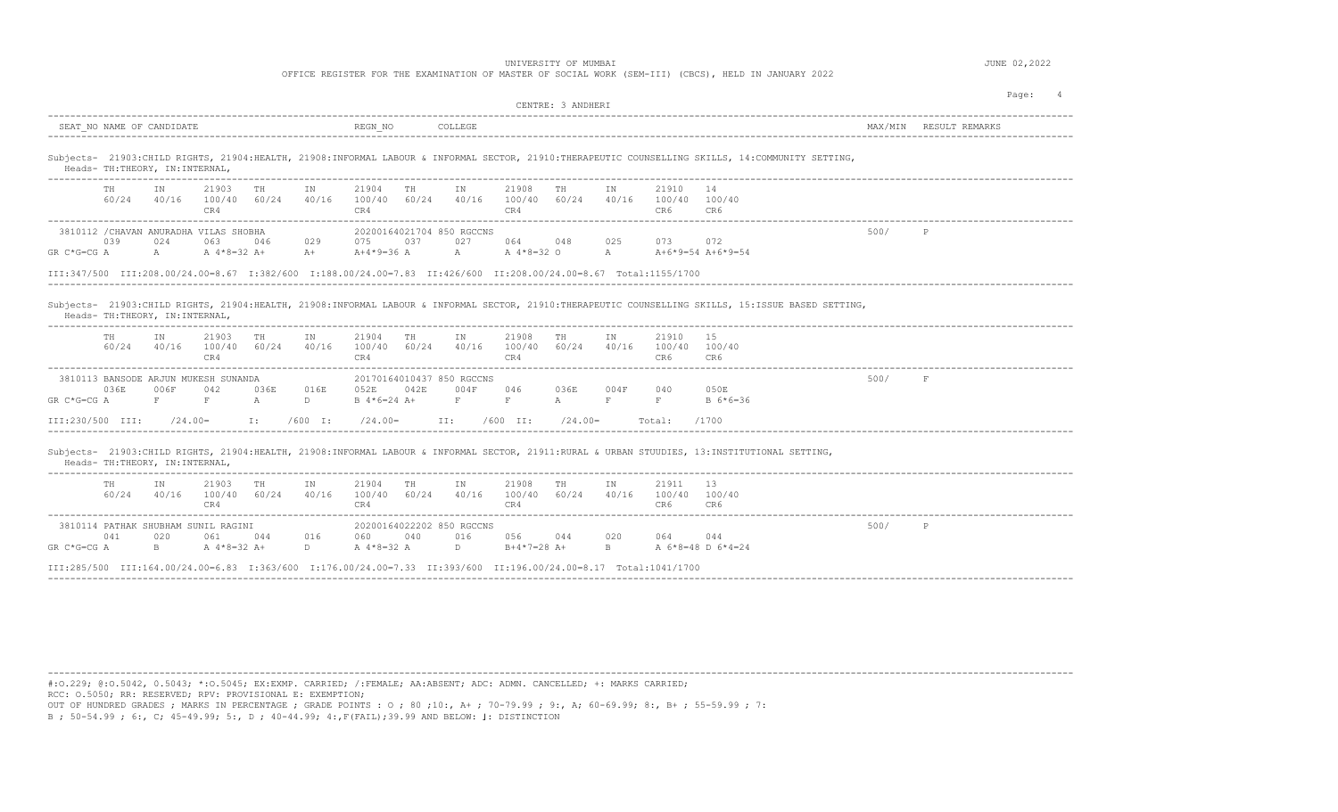UNIVERSITY OF MUMBAI

OFFICE REGISTER FOR THE EXAMINATION OF MASTER OF SOCIAL WORK (SEM-III) (CBCS), HELD IN JANUARY 2022

JUNE 02,2022

CENTRE: 3 ANDHERI

| SEAT_NO | NAME OF CANDIDATE | REGN_NO | COLLEGE | MAX/MIN | RESULT | REMARKS |
|---|---|---|---|---|---|---|

Subjects- 21903:CHILD RIGHTS, 21904:HEALTH, 21908:INFORMAL LABOUR & INFORMAL SECTOR, 21910:THERAPEUTIC COUNSELLING SKILLS, 14:COMMUNITY SETTING,
Heads- TH:THEORY, IN:INTERNAL,

| | TH | IN | 21903 | TH | IN | 21904 | TH | IN | 21908 | TH | IN | 21910 | 14 |
|---|---|---|---|---|---|---|---|---|---|---|---|---|---|
| | 60/24 | 40/16 | 100/40 CR4 | 60/24 | 40/16 | 100/40 CR4 | 60/24 | 40/16 | 100/40 CR4 | 60/24 | 40/16 | 100/40 CR6 | 100/40 CR6 |

3810112 /CHAVAN ANURADHA VILAS SHOBHA — 20200164021704 850 RGCCNS — 500/ P

| | TH | IN | 21903 | TH | IN | 21904 | TH | IN | 21908 | TH | IN | 21910 | 14 |
|---|---|---|---|---|---|---|---|---|---|---|---|---|---|
| | 039 | 024 | 063 | 046 | 029 | 075 | 037 | 027 | 064 | 048 | 025 | 073 | 072 |
| GR C*G=CG | A | A | A 4*8=32 | A+ | A+ | A+4*9=36 | A | A | A 4*8=32 | O | A | A+6*9=54 | A+6*9=54 |

III:347/500 III:208.00/24.00=8.67 I:382/600 I:188.00/24.00=7.83 II:426/600 II:208.00/24.00=8.67 Total:1155/1700

Subjects- 21903:CHILD RIGHTS, 21904:HEALTH, 21908:INFORMAL LABOUR & INFORMAL SECTOR, 21910:THERAPEUTIC COUNSELLING SKILLS, 15:ISSUE BASED SETTING,
Heads- TH:THEORY, IN:INTERNAL,

| | TH | IN | 21903 | TH | IN | 21904 | TH | IN | 21908 | TH | IN | 21910 | 15 |
|---|---|---|---|---|---|---|---|---|---|---|---|---|---|
| | 60/24 | 40/16 | 100/40 CR4 | 60/24 | 40/16 | 100/40 CR4 | 60/24 | 40/16 | 100/40 CR4 | 60/24 | 40/16 | 100/40 CR6 | 100/40 CR6 |

3810113 BANSODE ARJUN MUKESH SUNANDA — 20170164010437 850 RGCCNS — 500/ F

| | TH | IN | 21903 | TH | IN | 21904 | TH | IN | 21908 | TH | IN | 21910 | 15 |
|---|---|---|---|---|---|---|---|---|---|---|---|---|---|
| | 036E | 006F | 042 | 036E | 016E | 052E | 042E | 004F | 046 | 036E | 004F | 040 | 050E |
| GR C*G=CG | A | F | F | A | D | B 4*6=24 | A+ | F | F | A | F | F | B 6*6=36 |

III:230/500 III: /24.00= I: /600 I: /24.00= II: /600 II: /24.00= Total: /1700

Subjects- 21903:CHILD RIGHTS, 21904:HEALTH, 21908:INFORMAL LABOUR & INFORMAL SECTOR, 21911:RURAL & URBAN STUUDIES, 13:INSTITUTIONAL SETTING,
Heads- TH:THEORY, IN:INTERNAL,

| | TH | IN | 21903 | TH | IN | 21904 | TH | IN | 21908 | TH | IN | 21911 | 13 |
|---|---|---|---|---|---|---|---|---|---|---|---|---|---|
| | 60/24 | 40/16 | 100/40 CR4 | 60/24 | 40/16 | 100/40 CR4 | 60/24 | 40/16 | 100/40 CR4 | 60/24 | 40/16 | 100/40 CR6 | 100/40 CR6 |

3810114 PATHAK SHUBHAM SUNIL RAGINI — 20200164022202 850 RGCCNS — 500/ P

| | TH | IN | 21903 | TH | IN | 21904 | TH | IN | 21908 | TH | IN | 21911 | 13 |
|---|---|---|---|---|---|---|---|---|---|---|---|---|---|
| | 041 | 020 | 061 | 044 | 016 | 060 | 040 | 016 | 056 | 044 | 020 | 064 | 044 |
| GR C*G=CG | A | B | A 4*8=32 | A+ | D | A 4*8=32 | A | D | B+4*7=28 | A+ | B | A 6*8=48 | D 6*4=24 |

III:285/500 III:164.00/24.00=6.83 I:363/600 I:176.00/24.00=7.33 II:393/600 II:196.00/24.00=8.17 Total:1041/1700

#:O.229; @:O.5042, 0.5043; *:O.5045; EX:EXMP. CARRIED; /:FEMALE; AA:ABSENT; ADC: ADMN. CANCELLED; +: MARKS CARRIED;
RCC: O.5050; RR: RESERVED; RPV: PROVISIONAL E: EXEMPTION;
OUT OF HUNDRED GRADES ; MARKS IN PERCENTAGE ; GRADE POINTS : O ; 80 ;10:, A+ ; 70-79.99 ; 9:, A; 60-69.99; 8:, B+ ; 55-59.99 ; 7:
B ; 50-54.99 ; 6:, C; 45-49.99; 5:, D ; 40-44.99; 4:,F(FAIL);39.99 AND BELOW: |: DISTINCTION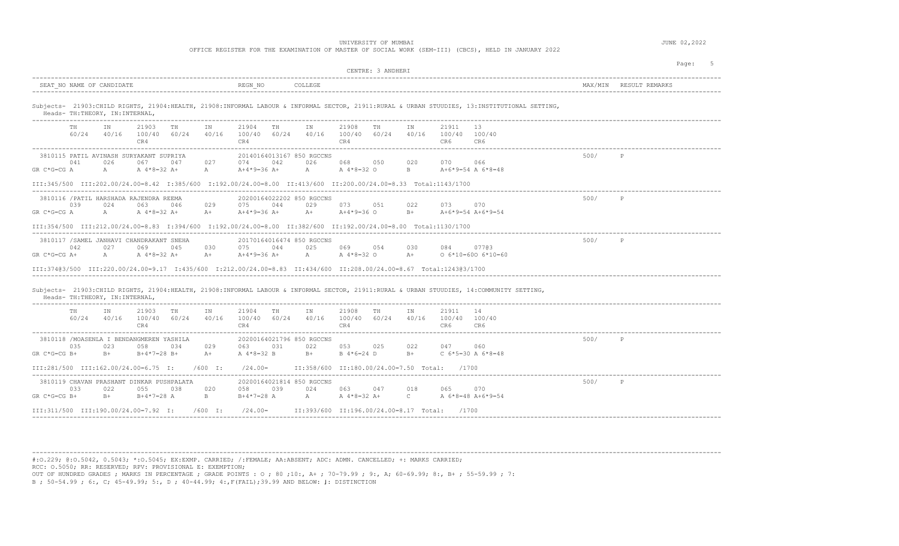UNIVERSITY OF MUMBAI

OFFICE REGISTER FOR THE EXAMINATION OF MASTER OF SOCIAL WORK (SEM-III) (CBCS), HELD IN JANUARY 2022

JUNE 02,2022

CENTRE: 3 ANDHERI

```
SEAT_NO NAME OF CANDIDATE                                REGN_NO        COLLEGE                                                                                MAX/MIN  RESULT REMARKS

Subjects-  21903:CHILD RIGHTS, 21904:HEALTH, 21908:INFORMAL LABOUR & INFORMAL SECTOR, 21911:RURAL & URBAN STUUDIES, 13:INSTITUTIONAL SETTING,
  Heads- TH:THEORY, IN:INTERNAL,

        TH      IN      21903   TH      IN      21904   TH      IN      21908   TH      IN      21911   13
        60/24   40/16   100/40  60/24   40/16   100/40  60/24   40/16   100/40  60/24   40/16   100/40  100/40
                        CR4                     CR4                     CR4                     CR6     CR6

  3810115 PATIL AVINASH SURYAKANT SUPRIYA               20140164013167 850 RGCCNS                                                                            500/     P
        041     026     067     047     027     074     042     026     068     050     020     070     066
GR C*G=CG A     A       A 4*8=32 A+     A       A+4*9=36 A+     A       A 4*8=32 O      B       A+6*9=54 A 6*8=48

III:345/500  III:202.00/24.00=8.42  I:385/600  I:192.00/24.00=8.00  II:413/600  II:200.00/24.00=8.33  Total:1143/1700

  3810116 /PATIL HARSHADA RAJENDRA REEMA                20200164022202 850 RGCCNS                                                                            500/     P
        039     024     063     046     029     075     044     029     073     051     022     073     070
GR C*G=CG A     A       A 4*8=32 A+     A+      A+4*9=36 A+     A+      A+4*9=36 O      B+      A+6*9=54 A+6*9=54

III:354/500  III:212.00/24.00=8.83  I:394/600  I:192.00/24.00=8.00  II:382/600  II:192.00/24.00=8.00  Total:1130/1700

  3810117 /SAMEL JANHAVI CHANDRAKANT SNEHA              20170164016474 850 RGCCNS                                                                            500/     P
        042     027     069     045     030     075     044     025     069     054     030     084     077@3
GR C*G=CG A+    A       A 4*8=32 A+     A+      A+4*9=36 A+     A       A 4*8=32 O      A+      O 6*10=60O 6*10=60

III:374@3/500  III:220.00/24.00=9.17  I:435/600  I:212.00/24.00=8.83  II:434/600  II:208.00/24.00=8.67  Total:1243@3/1700

Subjects-  21903:CHILD RIGHTS, 21904:HEALTH, 21908:INFORMAL LABOUR & INFORMAL SECTOR, 21911:RURAL & URBAN STUUDIES, 14:COMMUNITY SETTING,
  Heads- TH:THEORY, IN:INTERNAL,

        TH      IN      21903   TH      IN      21904   TH      IN      21908   TH      IN      21911   14
        60/24   40/16   100/40  60/24   40/16   100/40  60/24   40/16   100/40  60/24   40/16   100/40  100/40
                        CR4                     CR4                     CR4                     CR6     CR6

  3810118 /MOASENLA I BENDANGMEREN YASHILA              20200164021796 850 RGCCNS                                                                            500/     P
        035     023     058     034     029     063     031     022     053     025     022     047     060
GR C*G=CG B+    B+      B+4*7=28 B+     A+      A 4*8=32 B      B+      B 4*6=24 D      B+      C 6*5=30 A 6*8=48

III:281/500  III:162.00/24.00=6.75  I:     /600  I:     /24.00=       II:358/600  II:180.00/24.00=7.50  Total:     /1700

  3810119 CHAVAN PRASHANT DINKAR PUSHPALATA             20200164021814 850 RGCCNS                                                                            500/     P
        033     022     055     038     020     058     039     024     063     047     018     065     070
GR C*G=CG B+    B+      B+4*7=28 A      B       B+4*7=28 A      A       A 4*8=32 A+     C       A 6*8=48 A+6*9=54

III:311/500  III:190.00/24.00=7.92  I:     /600  I:     /24.00=       II:393/600  II:196.00/24.00=8.17  Total:     /1700
```

#:O.229; @:O.5042, 0.5043; *:O.5045; EX:EXMP. CARRIED; /:FEMALE; AA:ABSENT; ADC: ADMN. CANCELLED; +: MARKS CARRIED;
RCC: O.5050; RR: RESERVED; RPV: PROVISIONAL E: EXEMPTION;
OUT OF HUNDRED GRADES ; MARKS IN PERCENTAGE ; GRADE POINTS : O ; 80 ;10:, A+ ; 70-79.99 ; 9:, A; 60-69.99; 8:, B+ ; 55-59.99 ; 7:
B ; 50-54.99 ; 6:, C; 45-49.99; 5:, D ; 40-44.99; 4:,F(FAIL);39.99 AND BELOW: J: DISTINCTION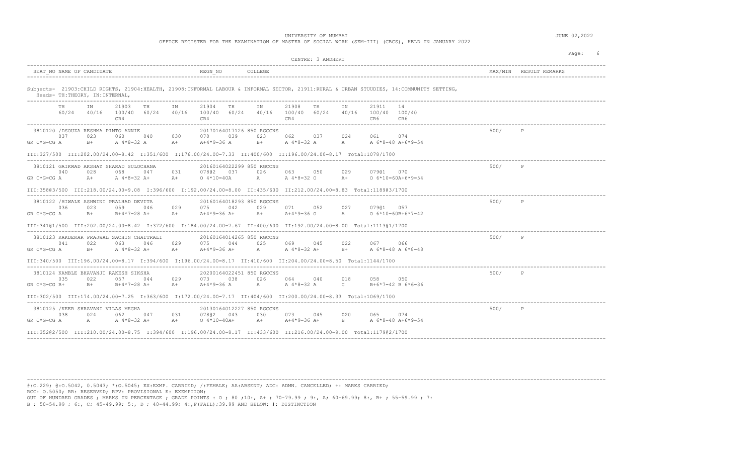UNIVERSITY OF MUMBAI

JUNE 02,2022

OFFICE REGISTER FOR THE EXAMINATION OF MASTER OF SOCIAL WORK (SEM-III) (CBCS), HELD IN JANUARY 2022

CENTRE: 3 ANDHERI

| SEAT_NO NAME OF CANDIDATE | REGN_NO | COLLEGE | MAX/MIN | RESULT REMARKS |
|---|---|---|---|---|

Subjects- 21903:CHILD RIGHTS, 21904:HEALTH, 21908:INFORMAL LABOUR & INFORMAL SECTOR, 21911:RURAL & URBAN STUUDIES, 14:COMMUNITY SETTING,
Heads- TH:THEORY, IN:INTERNAL,

```
 TH      IN      21903   TH      IN      21904   TH      IN      21908   TH      IN      21911   14
 60/24   40/16   100/40  60/24   40/16   100/40  60/24   40/16   100/40  60/24   40/16   100/40  100/40
                 CR4                     CR4                     CR4                     CR6     CR6
```

```
3810120 /DSOUZA RESHMA PINTO ANNIE                 20170164017126 850 RGCCNS                                      500/    P
       037     023     060     040     030     070     039     023     062     037     024     061     074
GR C*G=CG A    B+      A 4*8=32 A      A+      A+4*9=36 A      B+      A 4*8=32 A      A       A 6*8=48 A+6*9=54

III:327/500  III:202.00/24.00=8.42  I:351/600  I:176.00/24.00=7.33  II:400/600  II:196.00/24.00=8.17  Total:1078/1700

3810121 GAIKWAD AKSHAY SHARAD SULOCHANA            20160164022299 850 RGCCNS                                      500/    P
       040     028     068     047     031     078@2   037     026     063     050     029     079@1   070
GR C*G=CG A    A+      A 4*8=32 A+     A+      O 4*10=40A      A       A 4*8=32 O      A+      O 6*10=60A+6*9=54

III:358@3/500  III:218.00/24.00=9.08  I:396/600  I:192.00/24.00=8.00  II:435/600  II:212.00/24.00=8.83  Total:1189@3/1700

3810122 /HIWALE ASHWINI PRALHAD DEVITA             20160164018293 850 RGCCNS                                      500/    P
       036     023     059     046     029     075     042     029     071     052     027     079@1   057
GR C*G=CG A    B+      B+4*7=28 A+     A+      A+4*9=36 A+     A+      A+4*9=36 O      A       O 6*10=60B+6*7=42

III:341@1/500  III:202.00/24.00=8.42  I:372/600  I:184.00/24.00=7.67  II:400/600  II:192.00/24.00=8.00  Total:1113@1/1700

3810123 KAKDEKAR PRAJWAL SACHIN CHAITRALI          20160164014265 850 RGCCNS                                      500/    P
       041     022     063     046     029     075     044     025     069     045     022     067     066
GR C*G=CG A    B+      A 4*8=32 A+     A+      A+4*9=36 A+     A       A 4*8=32 A+     B+      A 6*8=48 A 6*8=48

III:340/500  III:196.00/24.00=8.17  I:394/600  I:196.00/24.00=8.17  II:410/600  II:204.00/24.00=8.50  Total:1144/1700

3810124 KAMBLE BHAVANJI RAKESH SIKSHA              20200164022451 850 RGCCNS                                      500/    P
       035     022     057     044     029     073     038     026     064     040     018     058     050
GR C*G=CG B+   B+      B+4*7=28 A+     A+      A+4*9=36 A      A       A 4*8=32 A      C       B+6*7=42 B 6*6=36

III:302/500  III:174.00/24.00=7.25  I:363/600  I:172.00/24.00=7.17  II:404/600  II:200.00/24.00=8.33  Total:1069/1700

3810125 /KEER SHRAVANI VILAS MEGHA                 20130164012227 850 RGCCNS                                      500/    P
       038     024     062     047     031     078@2   043     030     073     045     020     065     074
GR C*G=CG A    A       A 4*8=32 A+     A+      O 4*10=40A+     A+      A+4*9=36 A+     B       A 6*8=48 A+6*9=54

III:352@2/500  III:210.00/24.00=8.75  I:394/600  I:196.00/24.00=8.17  II:433/600  II:216.00/24.00=9.00  Total:1179@2/1700
```

#:O.229; @:O.5042, 0.5043; *:O.5045; EX:EXMP. CARRIED; /:FEMALE; AA:ABSENT; ADC: ADMN. CANCELLED; +: MARKS CARRIED;
RCC: O.5050; RR: RESERVED; RPV: PROVISIONAL E: EXEMPTION;
OUT OF HUNDRED GRADES ; MARKS IN PERCENTAGE ; GRADE POINTS : O ; 80 ;10:, A+ ; 70-79.99 ; 9:, A; 60-69.99; 8:, B+ ; 55-59.99 ; 7:
B ; 50-54.99 ; 6:, C; 45-49.99; 5:, D ; 40-44.99; 4:,F(FAIL);39.99 AND BELOW: ]: DISTINCTION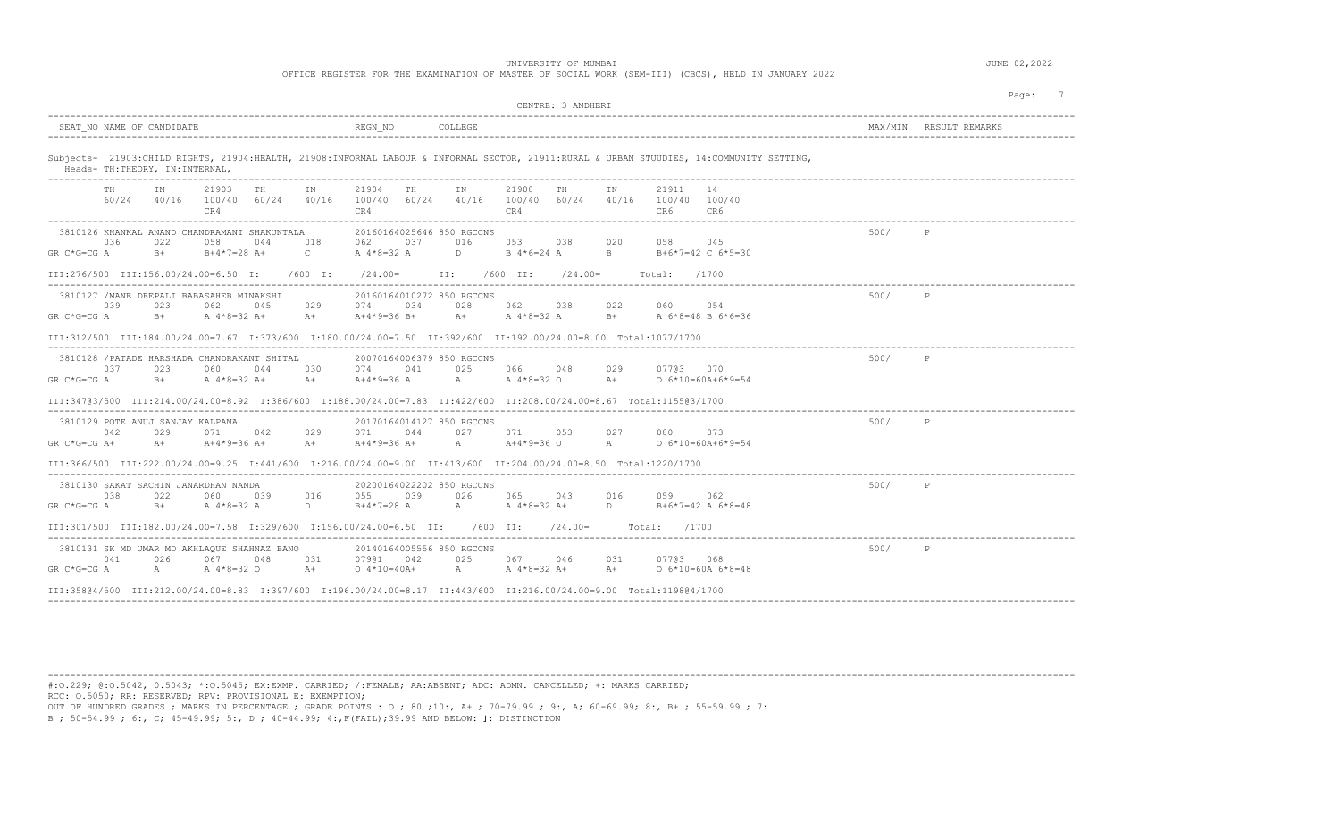UNIVERSITY OF MUMBAI

OFFICE REGISTER FOR THE EXAMINATION OF MASTER OF SOCIAL WORK (SEM-III) (CBCS), HELD IN JANUARY 2022

JUNE 02,2022

CENTRE: 3 ANDHERI

| SEAT_NO NAME OF CANDIDATE | REGN_NO | COLLEGE | MAX/MIN | RESULT REMARKS |
|---|---|---|---|---|

Subjects- 21903:CHILD RIGHTS, 21904:HEALTH, 21908:INFORMAL LABOUR & INFORMAL SECTOR, 21911:RURAL & URBAN STUUDIES, 14:COMMUNITY SETTING,
Heads- TH:THEORY, IN:INTERNAL,

| TH | IN | 21903 | TH | IN | 21904 | TH | IN | 21908 | TH | IN | 21911 | 14 |
|---|---|---|---|---|---|---|---|---|---|---|---|---|
| 60/24 | 40/16 | 100/40 | 60/24 | 40/16 | 100/40 | 60/24 | 40/16 | 100/40 | 60/24 | 40/16 | 100/40 | 100/40 |
| | | CR4 | | | CR4 | | | CR4 | | | CR6 | CR6 |

```
3810126 KHANKAL ANAND CHANDRAMANI SHAKUNTALA       20160164025646 850 RGCCNS                                              500/    P
       036      022      058      044      018      062      037      016      053      038      020      058      045
GR C*G=CG A       B+       B+4*7=28 A+       C        A 4*8=32 A        D        B 4*6=24 A        B        B+6*7=42 C 6*5=30

III:276/500  III:156.00/24.00=6.50  I:     /600  I:    /24.00=      II:     /600  II:     /24.00=       Total:    /1700

3810127 /MANE DEEPALI BABASAHEB MINAKSHI           20160164010272 850 RGCCNS                                              500/    P
       039      023      062      045      029      074      034      028      062      038      022      060      054
GR C*G=CG A       B+       A 4*8=32 A+       A+       A+4*9=36 B+       A+       A 4*8=32 A        B+       A 6*8=48 B 6*6=36

III:312/500  III:184.00/24.00=7.67  I:373/600  I:180.00/24.00=7.50  II:392/600  II:192.00/24.00=8.00  Total:1077/1700

3810128 /PATADE HARSHADA CHANDRAKANT SHITAL        20070164006379 850 RGCCNS                                              500/    P
       037      023      060      044      030      074      041      025      066      048      029      077@3    070
GR C*G=CG A       B+       A 4*8=32 A+       A+       A+4*9=36 A        A        A 4*8=32 O        A+       O 6*10=60A+6*9=54

III:347@3/500  III:214.00/24.00=8.92  I:386/600  I:188.00/24.00=7.83  II:422/600  II:208.00/24.00=8.67  Total:1155@3/1700

3810129 POTE ANUJ SANJAY KALPANA                   20170164014127 850 RGCCNS                                              500/    P
       042      029      071      042      029      071      044      027      071      053      027      080      073
GR C*G=CG A+      A+       A+4*9=36 A+       A+       A+4*9=36 A+       A        A+4*9=36 O        A        O 6*10=60A+6*9=54

III:366/500  III:222.00/24.00=9.25  I:441/600  I:216.00/24.00=9.00  II:413/600  II:204.00/24.00=8.50  Total:1220/1700

3810130 SAKAT SACHIN JANARDHAN NANDA               20200164022202 850 RGCCNS                                              500/    P
       038      022      060      039      016      055      039      026      065      043      016      059      062
GR C*G=CG A       B+       A 4*8=32 A        D        B+4*7=28 A        A        A 4*8=32 A+       D        B+6*7=42 A 6*8=48

III:301/500  III:182.00/24.00=7.58  I:329/600  I:156.00/24.00=6.50  II:     /600  II:     /24.00=       Total:    /1700

3810131 SK MD UMAR MD AKHLAQUE SHAHNAZ BANO        20140164005556 850 RGCCNS                                              500/    P
       041      026      067      048      031      079@1    042      025      067      046      031      077@3    068
GR C*G=CG A       A        A 4*8=32 O        A+       O 4*10=40A+       A        A 4*8=32 A+       A+       O 6*10=60A 6*8=48

III:358@4/500  III:212.00/24.00=8.83  I:397/600  I:196.00/24.00=8.17  II:443/600  II:216.00/24.00=9.00  Total:1198@4/1700
```

#:O.229; @:O.5042, 0.5043; *:O.5045; EX:EXMP. CARRIED; /:FEMALE; AA:ABSENT; ADC: ADMN. CANCELLED; +: MARKS CARRIED;
RCC: O.5050; RR: RESERVED; RPV: PROVISIONAL E: EXEMPTION;
OUT OF HUNDRED GRADES ; MARKS IN PERCENTAGE ; GRADE POINTS : O ; 80 ;10:, A+ ; 70-79.99 ; 9:, A; 60-69.99; 8:, B+ ; 55-59.99 ; 7:
B ; 50-54.99 ; 6:, C; 45-49.99; 5:, D ; 40-44.99; 4:,F(FAIL);39.99 AND BELOW: J: DISTINCTION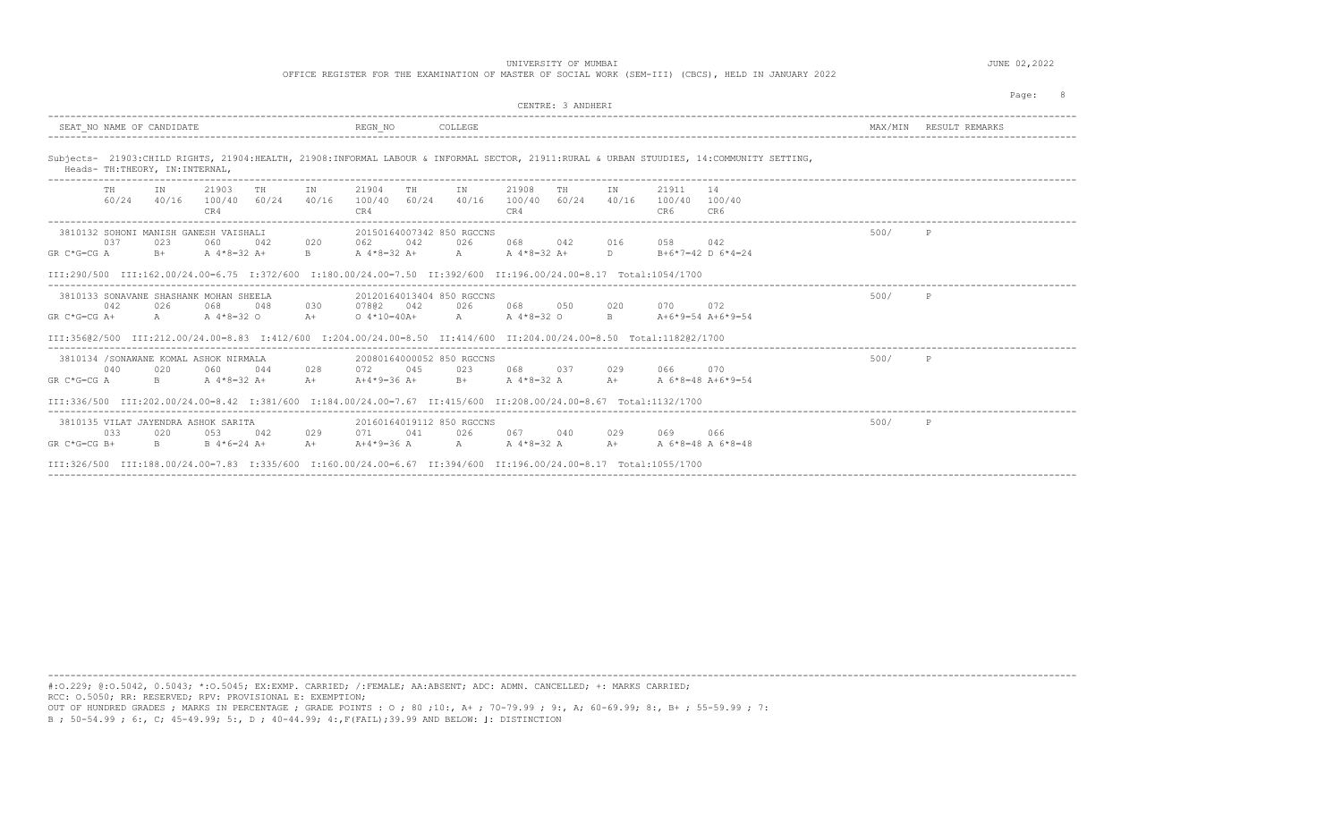UNIVERSITY OF MUMBAI

OFFICE REGISTER FOR THE EXAMINATION OF MASTER OF SOCIAL WORK (SEM-III) (CBCS), HELD IN JANUARY 2022

JUNE 02,2022

CENTRE: 3 ANDHERI

| SEAT_NO | NAME OF CANDIDATE | REGN_NO | COLLEGE | MAX/MIN | RESULT | REMARKS |
|---|---|---|---|---|---|---|

Subjects- 21903:CHILD RIGHTS, 21904:HEALTH, 21908:INFORMAL LABOUR & INFORMAL SECTOR, 21911:RURAL & URBAN STUUDIES, 14:COMMUNITY SETTING,
Heads- TH:THEORY, IN:INTERNAL,

| | TH | IN | 21903 | TH | IN | 21904 | TH | IN | 21908 | TH | IN | 21911 | 14 |
|---|---|---|---|---|---|---|---|---|---|---|---|---|---|
| | 60/24 | 40/16 | 100/40 CR4 | 60/24 | 40/16 | 100/40 CR4 | 60/24 | 40/16 | 100/40 CR4 | 60/24 | 40/16 | 100/40 CR6 | 100/40 CR6 |

**3810132 SOHONI MANISH GANESH VAISHALI** — 20150164007342 — 850 RGCCNS — 500/ — P

| | TH | IN | 21903 | TH | IN | 21904 | TH | IN | 21908 | TH | IN | 21911 | 14 |
|---|---|---|---|---|---|---|---|---|---|---|---|---|---|
| | 037 | 023 | 060 | 042 | 020 | 062 | 042 | 026 | 068 | 042 | 016 | 058 | 042 |
| GR C*G=CG | A | B+ | A 4*8=32 | A+ | B | A 4*8=32 | A+ | A | A 4*8=32 | A+ | D | B+6*7=42 | D 6*4=24 |

III:290/500 III:162.00/24.00=6.75 I:372/600 I:180.00/24.00=7.50 II:392/600 II:196.00/24.00=8.17 Total:1054/1700

**3810133 SONAVANE SHASHANK MOHAN SHEELA** — 20120164013404 — 850 RGCCNS — 500/ — P

| | TH | IN | 21903 | TH | IN | 21904 | TH | IN | 21908 | TH | IN | 21911 | 14 |
|---|---|---|---|---|---|---|---|---|---|---|---|---|---|
| | 042 | 026 | 068 | 048 | 030 | 078@2 | 042 | 026 | 068 | 050 | 020 | 070 | 072 |
| GR C*G=CG | A+ | A | A 4*8=32 | O | A+ | O 4*10=40 | A+ | A | A 4*8=32 | O | B | A+6*9=54 | A+6*9=54 |

III:356@2/500 III:212.00/24.00=8.83 I:412/600 I:204.00/24.00=8.50 II:414/600 II:204.00/24.00=8.50 Total:1182@2/1700

**3810134 /SONAWANE KOMAL ASHOK NIRMALA** — 20080164000052 — 850 RGCCNS — 500/ — P

| | TH | IN | 21903 | TH | IN | 21904 | TH | IN | 21908 | TH | IN | 21911 | 14 |
|---|---|---|---|---|---|---|---|---|---|---|---|---|---|
| | 040 | 020 | 060 | 044 | 028 | 072 | 045 | 023 | 068 | 037 | 029 | 066 | 070 |
| GR C*G=CG | A | B | A 4*8=32 | A+ | A+ | A+4*9=36 | A+ | B+ | A 4*8=32 | A | A+ | A 6*8=48 | A+6*9=54 |

III:336/500 III:202.00/24.00=8.42 I:381/600 I:184.00/24.00=7.67 II:415/600 II:208.00/24.00=8.67 Total:1132/1700

**3810135 VILAT JAYENDRA ASHOK SARITA** — 20160164019112 — 850 RGCCNS — 500/ — P

| | TH | IN | 21903 | TH | IN | 21904 | TH | IN | 21908 | TH | IN | 21911 | 14 |
|---|---|---|---|---|---|---|---|---|---|---|---|---|---|
| | 033 | 020 | 053 | 042 | 029 | 071 | 041 | 026 | 067 | 040 | 029 | 069 | 066 |
| GR C*G=CG | B+ | B | B 4*6=24 | A+ | A+ | A+4*9=36 | A | A | A 4*8=32 | A | A+ | A 6*8=48 | A 6*8=48 |

III:326/500 III:188.00/24.00=7.83 I:335/600 I:160.00/24.00=6.67 II:394/600 II:196.00/24.00=8.17 Total:1055/1700

#:O.229; @:O.5042, 0.5043; *:O.5045; EX:EXMP. CARRIED; /:FEMALE; AA:ABSENT; ADC: ADMN. CANCELLED; +: MARKS CARRIED;
RCC: O.5050; RR: RESERVED; RPV: PROVISIONAL E: EXEMPTION;
OUT OF HUNDRED GRADES ; MARKS IN PERCENTAGE ; GRADE POINTS : O ; 80 ;10:, A+ ; 70-79.99 ; 9:, A; 60-69.99; 8:, B+ ; 55-59.99 ; 7:
B ; 50-54.99 ; 6:, C; 45-49.99; 5:, D ; 40-44.99; 4:,F(FAIL);39.99 AND BELOW: J: DISTINCTION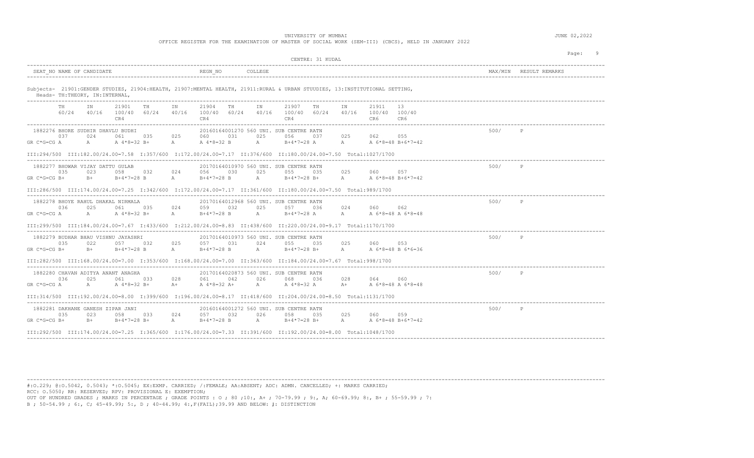UNIVERSITY OF MUMBAI

OFFICE REGISTER FOR THE EXAMINATION OF MASTER OF SOCIAL WORK (SEM-III) (CBCS), HELD IN JANUARY 2022

JUNE 02,2022

CENTRE: 31 KUDAL

| SEAT_NO NAME OF CANDIDATE | REGN_NO | COLLEGE | MAX/MIN | RESULT REMARKS |
|---|---|---|---|---|

Subjects- 21901:GENDER STUDIES, 21904:HEALTH, 21907:MENTAL HEALTH, 21911:RURAL & URBAN STUUDIES, 13:INSTITUTIONAL SETTING,
Heads- TH:THEORY, IN:INTERNAL,

| | TH | IN | 21901 | TH | IN | 21904 | TH | IN | 21907 | TH | IN | 21911 | 13 |
|---|---|---|---|---|---|---|---|---|---|---|---|---|---|
| | 60/24 | 40/16 | 100/40 CR4 | 60/24 | 40/16 | 100/40 CR4 | 60/24 | 40/16 | 100/40 CR4 | 60/24 | 40/16 | 100/40 CR6 | 100/40 CR6 |

**1882276 BHORE SUDHIR DHAVLU BUDHI** — 20160164001270 560 UNI. SUB CENTRE RATN — 500/ P

| | TH | IN | 21901 | TH | IN | 21904 | TH | IN | 21907 | TH | IN | 21911 | 13 |
|---|---|---|---|---|---|---|---|---|---|---|---|---|---|
| | 037 | 024 | 061 | 035 | 025 | 060 | 031 | 025 | 056 | 037 | 025 | 062 | 055 |
| GR C*G=CG | A | A | A 4*8=32 | B+ | A | A 4*8=32 | B | A | B+4*7=28 | A | A | A 6*8=48 | B+6*7=42 |

III:294/500 III:182.00/24.00=7.58 I:357/600 I:172.00/24.00=7.17 II:376/600 II:180.00/24.00=7.50 Total:1027/1700

**1882277 BHOWAR VIJAY DATTU GULAB** — 20170164010970 560 UNI. SUB CENTRE RATN — 500/ P

| | TH | IN | 21901 | TH | IN | 21904 | TH | IN | 21907 | TH | IN | 21911 | 13 |
|---|---|---|---|---|---|---|---|---|---|---|---|---|---|
| | 035 | 023 | 058 | 032 | 024 | 056 | 030 | 025 | 055 | 035 | 025 | 060 | 057 |
| GR C*G=CG | B+ | B+ | B+4*7=28 | B | A | B+4*7=28 | B | A | B+4*7=28 | B+ | A | A 6*8=48 | B+6*7=42 |

III:286/500 III:174.00/24.00=7.25 I:342/600 I:172.00/24.00=7.17 II:361/600 II:180.00/24.00=7.50 Total:989/1700

**1882278 BHOYE RAHUL DHAKAL NIRMALA** — 20170164012968 560 UNI. SUB CENTRE RATN — 500/ P

| | TH | IN | 21901 | TH | IN | 21904 | TH | IN | 21907 | TH | IN | 21911 | 13 |
|---|---|---|---|---|---|---|---|---|---|---|---|---|---|
| | 036 | 025 | 061 | 035 | 024 | 059 | 032 | 025 | 057 | 036 | 024 | 060 | 062 |
| GR C*G=CG | A | A | A 4*8=32 | B+ | A | B+4*7=28 | B | A | B+4*7=28 | A | A | A 6*8=48 | A 6*8=48 |

III:299/500 III:184.00/24.00=7.67 I:433/600 I:212.00/24.00=8.83 II:438/600 II:220.00/24.00=9.17 Total:1170/1700

**1882279 BUDHAR BHAU VISHNU JAYASHRI** — 20170164010973 560 UNI. SUB CENTRE RATN — 500/ P

| | TH | IN | 21901 | TH | IN | 21904 | TH | IN | 21907 | TH | IN | 21911 | 13 |
|---|---|---|---|---|---|---|---|---|---|---|---|---|---|
| | 035 | 022 | 057 | 032 | 025 | 057 | 031 | 024 | 055 | 035 | 025 | 060 | 053 |
| GR C*G=CG | B+ | B+ | B+4*7=28 | B | A | B+4*7=28 | B | A | B+4*7=28 | B+ | A | A 6*8=48 | B 6*6=36 |

III:282/500 III:168.00/24.00=7.00 I:353/600 I:168.00/24.00=7.00 II:363/600 II:184.00/24.00=7.67 Total:998/1700

**1882280 CHAVAN ADITYA ANANT ANAGHA** — 20170164020873 560 UNI. SUB CENTRE RATN — 500/ P

| | TH | IN | 21901 | TH | IN | 21904 | TH | IN | 21907 | TH | IN | 21911 | 13 |
|---|---|---|---|---|---|---|---|---|---|---|---|---|---|
| | 036 | 025 | 061 | 033 | 028 | 061 | 042 | 026 | 068 | 036 | 028 | 064 | 060 |
| GR C*G=CG | A | A | A 4*8=32 | B+ | A+ | A 4*8=32 | A+ | A | A 4*8=32 | A | A+ | A 6*8=48 | A 6*8=48 |

III:314/500 III:192.00/24.00=8.00 I:399/600 I:196.00/24.00=8.17 II:418/600 II:204.00/24.00=8.50 Total:1131/1700

**1882281 DAKHANE GANESH ZIPAR JANI** — 20160164001272 560 UNI. SUB CENTRE RATN — 500/ P

| | TH | IN | 21901 | TH | IN | 21904 | TH | IN | 21907 | TH | IN | 21911 | 13 |
|---|---|---|---|---|---|---|---|---|---|---|---|---|---|
| | 035 | 023 | 058 | 033 | 024 | 057 | 032 | 026 | 058 | 035 | 025 | 060 | 059 |
| GR C*G=CG | B+ | B+ | B+4*7=28 | B+ | A | B+4*7=28 | B | A | B+4*7=28 | B+ | A | A 6*8=48 | B+6*7=42 |

III:292/500 III:174.00/24.00=7.25 I:365/600 I:176.00/24.00=7.33 II:391/600 II:192.00/24.00=8.00 Total:1048/1700

#:O.229; @:O.5042, 0.5043; *:O.5045; EX:EXMP. CARRIED; /:FEMALE; AA:ABSENT; ADC: ADMN. CANCELLED; +: MARKS CARRIED;
RCC: O.5050; RR: RESERVED; RPV: PROVISIONAL E: EXEMPTION;
OUT OF HUNDRED GRADES ; MARKS IN PERCENTAGE ; GRADE POINTS : O ; 80 ;10:, A+ ; 70-79.99 ; 9:, A; 60-69.99; 8:, B+ ; 55-59.99 ; 7:
B ; 50-54.99 ; 6:, C; 45-49.99; 5:, D ; 40-44.99; 4:,F(FAIL);39.99 AND BELOW: J: DISTINCTION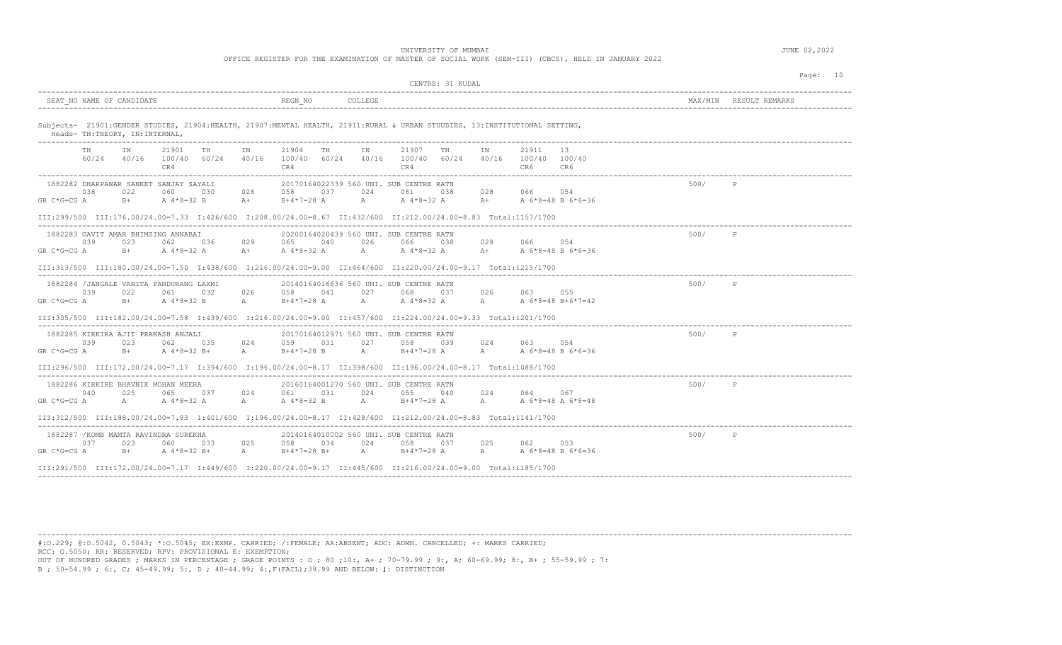UNIVERSITY OF MUMBAI

OFFICE REGISTER FOR THE EXAMINATION OF MASTER OF SOCIAL WORK (SEM-III) (CBCS), HELD IN JANUARY 2022

JUNE 02,2022

CENTRE: 31 KUDAL

| SEAT_NO | NAME OF CANDIDATE | REGN_NO | COLLEGE | MAX/MIN | RESULT | REMARKS |
|---|---|---|---|---|---|---|

Subjects- 21901:GENDER STUDIES, 21904:HEALTH, 21907:MENTAL HEALTH, 21911:RURAL & URBAN STUUDIES, 13:INSTITUTIONAL SETTING,
Heads- TH:THEORY, IN:INTERNAL,

| | TH | IN | 21901 | TH | IN | 21904 | TH | IN | 21907 | TH | IN | 21911 | 13 |
|---|---|---|---|---|---|---|---|---|---|---|---|---|---|
| | 60/24 | 40/16 | 100/40 CR4 | 60/24 | 40/16 | 100/40 CR4 | 60/24 | 40/16 | 100/40 CR4 | 60/24 | 40/16 | 100/40 CR6 | 100/40 CR6 |

**1882282 DHARPAWAR SANKET SANJAY SAYALI** — 20170164022339 560 UNI. SUB CENTRE RATN — 500/ P

| | TH | IN | 21901 | TH | IN | 21904 | TH | IN | 21907 | TH | IN | 21911 | 13 |
|---|---|---|---|---|---|---|---|---|---|---|---|---|---|
| | 038 | 022 | 060 | 030 | 028 | 058 | 037 | 024 | 061 | 038 | 028 | 066 | 054 |
| GR C*G=CG | A | B+ | A 4*8=32 | B | A+ | B+4*7=28 | A | A | A 4*8=32 | A | A+ | A 6*8=48 | B 6*6=36 |

III:299/500 III:176.00/24.00=7.33 I:426/600 I:208.00/24.00=8.67 II:432/600 II:212.00/24.00=8.83 Total:1157/1700

**1882283 GAVIT AMAR BHIMSING ANNABAI** — 20200164020439 560 UNI. SUB CENTRE RATN — 500/ P

| | TH | IN | 21901 | TH | IN | 21904 | TH | IN | 21907 | TH | IN | 21911 | 13 |
|---|---|---|---|---|---|---|---|---|---|---|---|---|---|
| | 039 | 023 | 062 | 036 | 029 | 065 | 040 | 026 | 066 | 038 | 028 | 066 | 054 |
| GR C*G=CG | A | B+ | A 4*8=32 | A | A+ | A 4*8=32 | A | A | A 4*8=32 | A | A+ | A 6*8=48 | B 6*6=36 |

III:313/500 III:180.00/24.00=7.50 I:438/600 I:216.00/24.00=9.00 II:464/600 II:220.00/24.00=9.17 Total:1215/1700

**1882284 /JANGALE VANITA PANDURANG LAXMI** — 20140164016636 560 UNI. SUB CENTRE RATN — 500/ P

| | TH | IN | 21901 | TH | IN | 21904 | TH | IN | 21907 | TH | IN | 21911 | 13 |
|---|---|---|---|---|---|---|---|---|---|---|---|---|---|
| | 039 | 022 | 061 | 032 | 026 | 058 | 041 | 027 | 068 | 037 | 026 | 063 | 055 |
| GR C*G=CG | A | B+ | A 4*8=32 | B | A | B+4*7=28 | A | A | A 4*8=32 | A | A | A 6*8=48 | B+6*7=42 |

III:305/500 III:182.00/24.00=7.58 I:439/600 I:216.00/24.00=9.00 II:457/600 II:224.00/24.00=9.33 Total:1201/1700

**1882285 KIRKIRA AJIT PRAKASH ANJALI** — 20170164012971 560 UNI. SUB CENTRE RATN — 500/ P

| | TH | IN | 21901 | TH | IN | 21904 | TH | IN | 21907 | TH | IN | 21911 | 13 |
|---|---|---|---|---|---|---|---|---|---|---|---|---|---|
| | 039 | 023 | 062 | 035 | 024 | 059 | 031 | 027 | 058 | 039 | 024 | 063 | 054 |
| GR C*G=CG | A | B+ | A 4*8=32 | B+ | A | B+4*7=28 | B | A | B+4*7=28 | A | A | A 6*8=48 | B 6*6=36 |

III:296/500 III:172.00/24.00=7.17 I:394/600 I:196.00/24.00=8.17 II:398/600 II:196.00/24.00=8.17 Total:1088/1700

**1882286 KIRKIRE BHAVNIK MOHAN MEERA** — 20160164001270 560 UNI. SUB CENTRE RATN — 500/ P

| | TH | IN | 21901 | TH | IN | 21904 | TH | IN | 21907 | TH | IN | 21911 | 13 |
|---|---|---|---|---|---|---|---|---|---|---|---|---|---|
| | 040 | 025 | 065 | 037 | 024 | 061 | 031 | 024 | 055 | 040 | 024 | 064 | 067 |
| GR C*G=CG | A | A | A 4*8=32 | A | A | A 4*8=32 | B | A | B+4*7=28 | A | A | A 6*8=48 | A 6*8=48 |

III:312/500 III:188.00/24.00=7.83 I:401/600 I:196.00/24.00=8.17 II:428/600 II:212.00/24.00=8.83 Total:1141/1700

**1882287 /KOMB MAMTA RAVINDRA SUREKHA** — 20140164010002 560 UNI. SUB CENTRE RATN — 500/ P

| | TH | IN | 21901 | TH | IN | 21904 | TH | IN | 21907 | TH | IN | 21911 | 13 |
|---|---|---|---|---|---|---|---|---|---|---|---|---|---|
| | 037 | 023 | 060 | 033 | 025 | 058 | 034 | 024 | 058 | 037 | 025 | 062 | 053 |
| GR C*G=CG | A | B+ | A 4*8=32 | B+ | A | B+4*7=28 | B+ | A | B+4*7=28 | A | A | A 6*8=48 | B 6*6=36 |

III:291/500 III:172.00/24.00=7.17 I:449/600 I:220.00/24.00=9.17 II:445/600 II:216.00/24.00=9.00 Total:1185/1700

#:O.229; @:O.5042, 0.5043; *:O.5045; EX:EXMP. CARRIED; /:FEMALE; AA:ABSENT; ADC: ADMN. CANCELLED; +: MARKS CARRIED;
RCC: O.5050; RR: RESERVED; RPV: PROVISIONAL E: EXEMPTION;
OUT OF HUNDRED GRADES ; MARKS IN PERCENTAGE ; GRADE POINTS : O ; 80 ;10:, A+ ; 70-79.99 ; 9:, A; 60-69.99; 8:, B+ ; 55-59.99 ; 7:
B ; 50-54.99 ; 6:, C; 45-49.99; 5:, D ; 40-44.99; 4:,F(FAIL);39.99 AND BELOW: J: DISTINCTION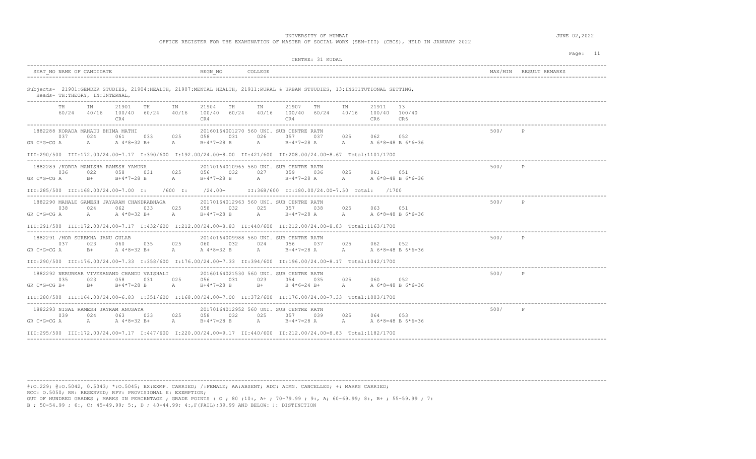UNIVERSITY OF MUMBAI

OFFICE REGISTER FOR THE EXAMINATION OF MASTER OF SOCIAL WORK (SEM-III) (CBCS), HELD IN JANUARY 2022

JUNE 02,2022

CENTRE: 31 KUDAL

| SEAT_NO NAME OF CANDIDATE | REGN_NO | COLLEGE | MAX/MIN | RESULT REMARKS |
|---|---|---|---|---|

Subjects- 21901:GENDER STUDIES, 21904:HEALTH, 21907:MENTAL HEALTH, 21911:RURAL & URBAN STUUDIES, 13:INSTITUTIONAL SETTING,
Heads- TH:THEORY, IN:INTERNAL,

| TH | IN | 21901 | TH | IN | 21904 | TH | IN | 21907 | TH | IN | 21911 | 13 |
|---|---|---|---|---|---|---|---|---|---|---|---|---|
| 60/24 | 40/16 | 100/40 | 60/24 | 40/16 | 100/40 | 60/24 | 40/16 | 100/40 | 60/24 | 40/16 | 100/40 | 100/40 |
| | | CR4 | | | CR4 | | | CR4 | | | CR6 | CR6 |

```
1882288 KORADA MAHADU BHIMA MATHI              20160164001270 560 UNI. SUB CENTRE RATN                                  500/    P
      037      024      061      033      025      058      031      026      057      037      025      062      052
GR C*G=CG A       A        A 4*8=32 B+       A        B+4*7=28 B       A        B+4*7=28 A       A        A 6*8=48 B 6*6=36

III:290/500  III:172.00/24.00=7.17  I:390/600  I:192.00/24.00=8.00  II:421/600  II:208.00/24.00=8.67  Total:1101/1700

1882289 /KORDA MANISHA RAMESH YAMUNA           20170164010965 560 UNI. SUB CENTRE RATN                                  500/    P
      036      022      058      031      025      056      032      027      059      036      025      061      051
GR C*G=CG A       B+       B+4*7=28 B       A        B+4*7=28 B       A        B+4*7=28 A       A        A 6*8=48 B 6*6=36

III:285/500  III:168.00/24.00=7.00  I:     /600  I:     /24.00=       II:368/600  II:180.00/24.00=7.50  Total:     /1700

1882290 MAHALE GANESH JAYARAM CHANDRABHAGA     20170164012963 560 UNI. SUB CENTRE RATN                                  500/    P
      038      024      062      033      025      058      032      025      057      038      025      063      051
GR C*G=CG A       A        A 4*8=32 B+       A        B+4*7=28 B       A        B+4*7=28 A       A        A 6*8=48 B 6*6=36

III:291/500  III:172.00/24.00=7.17  I:432/600  I:212.00/24.00=8.83  II:440/600  II:212.00/24.00=8.83  Total:1163/1700

1882291 /MOR SUREKHA JANU GULAB                20140164009988 560 UNI. SUB CENTRE RATN                                  500/    P
      037      023      060      035      025      060      032      024      056      037      025      062      052
GR C*G=CG A       B+       A 4*8=32 B+       A        A 4*8=32 B       A        B+4*7=28 A       A        A 6*8=48 B 6*6=36

III:290/500  III:176.00/24.00=7.33  I:358/600  I:176.00/24.00=7.33  II:394/600  II:196.00/24.00=8.17  Total:1042/1700

1882292 NERURKAR VIVEKANAND CHANDU VAISHALI    20160164021530 560 UNI. SUB CENTRE RATN                                  500/    P
      035      023      058      031      025      056      031      023      054      035      025      060      052
GR C*G=CG B+      B+       B+4*7=28 B       A        B+4*7=28 B       B+       B 4*6=24 B+      A        A 6*8=48 B 6*6=36

III:280/500  III:164.00/24.00=6.83  I:351/600  I:168.00/24.00=7.00  II:372/600  II:176.00/24.00=7.33  Total:1003/1700

1882293 NISAL RAMESH JAYRAM ANUSAYA            20170164012952 560 UNI. SUB CENTRE RATN                                  500/    P
      039      024      063      033      025      058      032      025      057      039      025      064      053
GR C*G=CG A       A        A 4*8=32 B+       A        B+4*7=28 B       A        B+4*7=28 A       A        A 6*8=48 B 6*6=36

III:295/500  III:172.00/24.00=7.17  I:447/600  I:220.00/24.00=9.17  II:440/600  II:212.00/24.00=8.83  Total:1182/1700
```

#:O.229; @:O.5042, 0.5043; *:O.5045; EX:EXMP. CARRIED; /:FEMALE; AA:ABSENT; ADC: ADMN. CANCELLED; +: MARKS CARRIED;
RCC: O.5050; RR: RESERVED; RPV: PROVISIONAL E: EXEMPTION;
OUT OF HUNDRED GRADES ; MARKS IN PERCENTAGE ; GRADE POINTS : O ; 80 ;10:, A+ ; 70-79.99 ; 9:, A; 60-69.99; 8:, B+ ; 55-59.99 ; 7:
B ; 50-54.99 ; 6:, C; 45-49.99; 5:, D ; 40-44.99; 4:,F(FAIL);39.99 AND BELOW: |: DISTINCTION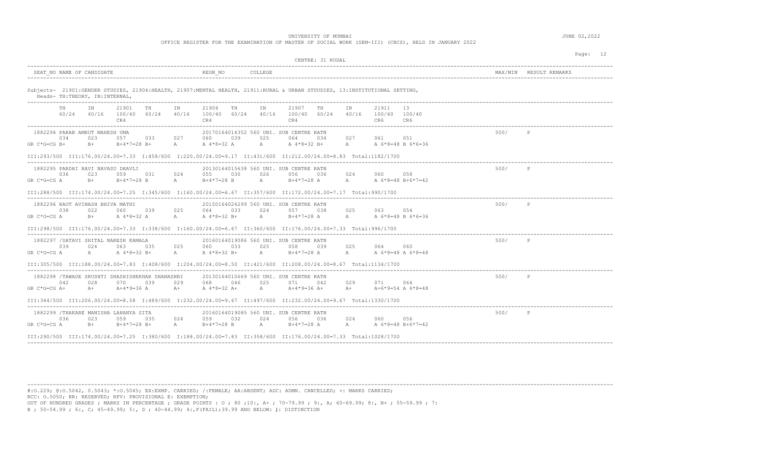UNIVERSITY OF MUMBAI

OFFICE REGISTER FOR THE EXAMINATION OF MASTER OF SOCIAL WORK (SEM-III) (CBCS), HELD IN JANUARY 2022

JUNE 02,2022

CENTRE: 31 KUDAL

| SEAT_NO NAME OF CANDIDATE | REGN_NO | COLLEGE | MAX/MIN | RESULT REMARKS |
|---|---|---|---|---|

Subjects- 21901:GENDER STUDIES, 21904:HEALTH, 21907:MENTAL HEALTH, 21911:RURAL & URBAN STUUDIES, 13:INSTITUTIONAL SETTING,
Heads- TH:THEORY, IN:INTERNAL,

| | TH | IN | 21901 | TH | IN | 21904 | TH | IN | 21907 | TH | IN | 21911 | 13 |
|---|---|---|---|---|---|---|---|---|---|---|---|---|---|
| | 60/24 | 40/16 | 100/40 CR4 | 60/24 | 40/16 | 100/40 CR4 | 60/24 | 40/16 | 100/40 CR4 | 60/24 | 40/16 | 100/40 CR6 | 100/40 CR6 |

**1882294 PARAB AMRUT MAHESH UMA** — 20170164014352 560 UNI. SUB CENTRE RATN — 500/ P

| | | | | | | | | | | | | | |
|---|---|---|---|---|---|---|---|---|---|---|---|---|---|
| | 034 | 023 | 057 | 033 | 027 | 060 | 039 | 025 | 064 | 034 | 027 | 061 | 051 |
| GR C*G=CG | B+ | B+ | B+4*7=28 | B+ | A | A 4*8=32 | A | A | A 4*8=32 | B+ | A | A 6*8=48 | B 6*6=36 |

III:293/500 III:176.00/24.00=7.33 I:458/600 I:220.00/24.00=9.17 II:431/600 II:212.00/24.00=8.83 Total:1182/1700

**1882295 PARDHI RAVI NAVASU DHAVLI** — 20130164015638 560 UNI. SUB CENTRE RATN — 500/ P

| | | | | | | | | | | | | | |
|---|---|---|---|---|---|---|---|---|---|---|---|---|---|
| | 036 | 023 | 059 | 031 | 024 | 055 | 030 | 026 | 056 | 036 | 024 | 060 | 058 |
| GR C*G=CG | A | B+ | B+4*7=28 | B | A | B+4*7=28 | B | A | B+4*7=28 | A | A | A 6*8=48 | B+6*7=42 |

III:288/500 III:174.00/24.00=7.25 I:345/600 I:160.00/24.00=6.67 II:357/600 II:172.00/24.00=7.17 Total:990/1700

**1882296 RAUT AVINASH BHIVA MATHI** — 20150164024299 560 UNI. SUB CENTRE RATN — 500/ P

| | | | | | | | | | | | | | |
|---|---|---|---|---|---|---|---|---|---|---|---|---|---|
| | 038 | 022 | 060 | 039 | 025 | 064 | 033 | 024 | 057 | 038 | 025 | 063 | 054 |
| GR C*G=CG | A | B+ | A 4*8=32 | A | A | A 4*8=32 | B+ | A | B+4*7=28 | A | A | A 6*8=48 | B 6*6=36 |

III:298/500 III:176.00/24.00=7.33 I:338/600 I:160.00/24.00=6.67 II:360/600 II:176.00/24.00=7.33 Total:996/1700

**1882297 /SATAVI SHITAL NARESH KAMALA** — 20160164019086 560 UNI. SUB CENTRE RATN — 500/ P

| | | | | | | | | | | | | | |
|---|---|---|---|---|---|---|---|---|---|---|---|---|---|
| | 039 | 024 | 063 | 035 | 025 | 060 | 033 | 025 | 058 | 039 | 025 | 064 | 060 |
| GR C*G=CG | A | A | A 4*8=32 | B+ | A | A 4*8=32 | B+ | A | B+4*7=28 | A | A | A 6*8=48 | A 6*8=48 |

III:305/500 III:188.00/24.00=7.83 I:408/600 I:204.00/24.00=8.50 II:421/600 II:208.00/24.00=8.67 Total:1134/1700

**1882298 /TAWADE SRUSHTI SHASHISHEKHAR DHANASHRI** — 20130164010669 560 UNI. SUB CENTRE RATN — 500/ P

| | | | | | | | | | | | | | |
|---|---|---|---|---|---|---|---|---|---|---|---|---|---|
| | 042 | 028 | 070 | 039 | 029 | 068 | 046 | 025 | 071 | 042 | 029 | 071 | 064 |
| GR C*G=CG | A+ | A+ | A+4*9=36 | A | A+ | A 4*8=32 | A+ | A | A+4*9=36 | A+ | A+ | A+6*9=54 | A 6*8=48 |

III:344/500 III:206.00/24.00=8.58 I:489/600 I:232.00/24.00=9.67 II:497/600 II:232.00/24.00=9.67 Total:1330/1700

**1882299 /THAKARE MANISHA LAHANYA SITA** — 20160164019085 560 UNI. SUB CENTRE RATN — 500/ P

| | | | | | | | | | | | | | |
|---|---|---|---|---|---|---|---|---|---|---|---|---|---|
| | 036 | 023 | 059 | 035 | 024 | 059 | 032 | 024 | 056 | 036 | 024 | 060 | 056 |
| GR C*G=CG | A | B+ | B+4*7=28 | B+ | A | B+4*7=28 | B | A | B+4*7=28 | A | A | A 6*8=48 | B+6*7=42 |

III:290/500 III:174.00/24.00=7.25 I:380/600 I:188.00/24.00=7.83 II:358/600 II:176.00/24.00=7.33 Total:1028/1700

---

#:O.229; @:O.5042, 0.5043; *:O.5045; EX:EXMP. CARRIED; /:FEMALE; AA:ABSENT; ADC: ADMN. CANCELLED; +: MARKS CARRIED;
RCC: O.5050; RR: RESERVED; RPV: PROVISIONAL E: EXEMPTION;
OUT OF HUNDRED GRADES ; MARKS IN PERCENTAGE ; GRADE POINTS : O ; 80 ;10:, A+ ; 70-79.99 ; 9:, A; 60-69.99; 8:, B+ ; 55-59.99 ; 7:
B ; 50-54.99 ; 6:, C; 45-49.99; 5:, D ; 40-44.99; 4:,F(FAIL);39.99 AND BELOW: |: DISTINCTION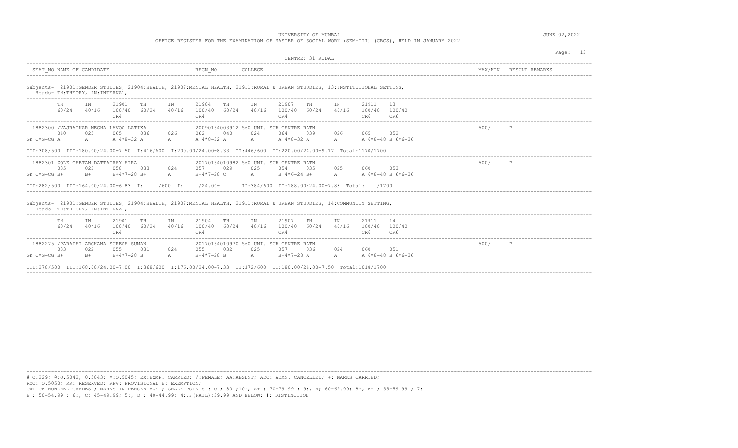UNIVERSITY OF MUMBAI

OFFICE REGISTER FOR THE EXAMINATION OF MASTER OF SOCIAL WORK (SEM-III) (CBCS), HELD IN JANUARY 2022

JUNE 02,2022

CENTRE: 31 KUDAL

| SEAT_NO NAME OF CANDIDATE | REGN_NO | COLLEGE | MAX/MIN | RESULT REMARKS |
|---|---|---|---|---|

Subjects- 21901:GENDER STUDIES, 21904:HEALTH, 21907:MENTAL HEALTH, 21911:RURAL & URBAN STUUDIES, 13:INSTITUTIONAL SETTING,
Heads- TH:THEORY, IN:INTERNAL,

| | TH | IN | 21901 | TH | IN | 21904 | TH | IN | 21907 | TH | IN | 21911 | 13 |
|---|---|---|---|---|---|---|---|---|---|---|---|---|---|
| | 60/24 | 40/16 | 100/40 CR4 | 60/24 | 40/16 | 100/40 CR4 | 60/24 | 40/16 | 100/40 CR4 | 60/24 | 40/16 | 100/40 CR6 | 100/40 CR6 |

1882300 /VAJRATKAR MEGHA LAVOO LATIKA — 20090164003912 560 UNI. SUB CENTRE RATN — 500/ P

| | | | | | | | | | | | | | |
|---|---|---|---|---|---|---|---|---|---|---|---|---|---|
| | 040 | 025 | 065 | 036 | 026 | 062 | 040 | 024 | 064 | 039 | 026 | 065 | 052 |
| GR C*G=CG | A | A | A 4*8=32 | A | A | A 4*8=32 | A | A | A 4*8=32 | A | A | A 6*8=48 | B 6*6=36 |

III:308/500 III:180.00/24.00=7.50 I:416/600 I:200.00/24.00=8.33 II:446/600 II:220.00/24.00=9.17 Total:1170/1700

1882301 ZOLE CHETAN DATTATRAY HIRA — 20170164010982 560 UNI. SUB CENTRE RATN — 500/ P

| | | | | | | | | | | | | | |
|---|---|---|---|---|---|---|---|---|---|---|---|---|---|
| | 035 | 023 | 058 | 033 | 024 | 057 | 029 | 025 | 054 | 035 | 025 | 060 | 053 |
| GR C*G=CG | B+ | B+ | B+4*7=28 | B+ | A | B+4*7=28 | C | A | B 4*6=24 | B+ | A | A 6*8=48 | B 6*6=36 |

III:282/500 III:164.00/24.00=6.83 I: /600 I: /24.00= II:384/600 II:188.00/24.00=7.83 Total: /1700

Subjects- 21901:GENDER STUDIES, 21904:HEALTH, 21907:MENTAL HEALTH, 21911:RURAL & URBAN STUUDIES, 14:COMMUNITY SETTING,
Heads- TH:THEORY, IN:INTERNAL,

| | TH | IN | 21901 | TH | IN | 21904 | TH | IN | 21907 | TH | IN | 21911 | 14 |
|---|---|---|---|---|---|---|---|---|---|---|---|---|---|
| | 60/24 | 40/16 | 100/40 CR4 | 60/24 | 40/16 | 100/40 CR4 | 60/24 | 40/16 | 100/40 CR4 | 60/24 | 40/16 | 100/40 CR6 | 100/40 CR6 |

1882275 /PARADHI ARCHANA SURESH SUMAN — 20170164010970 560 UNI. SUB CENTRE RATN — 500/ P

| | | | | | | | | | | | | | |
|---|---|---|---|---|---|---|---|---|---|---|---|---|---|
| | 033 | 022 | 055 | 031 | 024 | 055 | 032 | 025 | 057 | 036 | 024 | 060 | 051 |
| GR C*G=CG | B+ | B+ | B+4*7=28 | B | A | B+4*7=28 | B | A | B+4*7=28 | A | A | A 6*8=48 | B 6*6=36 |

III:278/500 III:168.00/24.00=7.00 I:368/600 I:176.00/24.00=7.33 II:372/600 II:180.00/24.00=7.50 Total:1018/1700

#:O.229; @:O.5042, 0.5043; *:O.5045; EX:EXMP. CARRIED; /:FEMALE; AA:ABSENT; ADC: ADMN. CANCELLED; +: MARKS CARRIED;
RCC: O.5050; RR: RESERVED; RPV: PROVISIONAL E: EXEMPTION;
OUT OF HUNDRED GRADES ; MARKS IN PERCENTAGE ; GRADE POINTS : O ; 80 ;10:, A+ ; 70-79.99 ; 9:, A; 60-69.99; 8:, B+ ; 55-59.99 ; 7:
B ; 50-54.99 ; 6:, C; 45-49.99; 5:, D ; 40-44.99; 4:,F(FAIL);39.99 AND BELOW: |: DISTINCTION